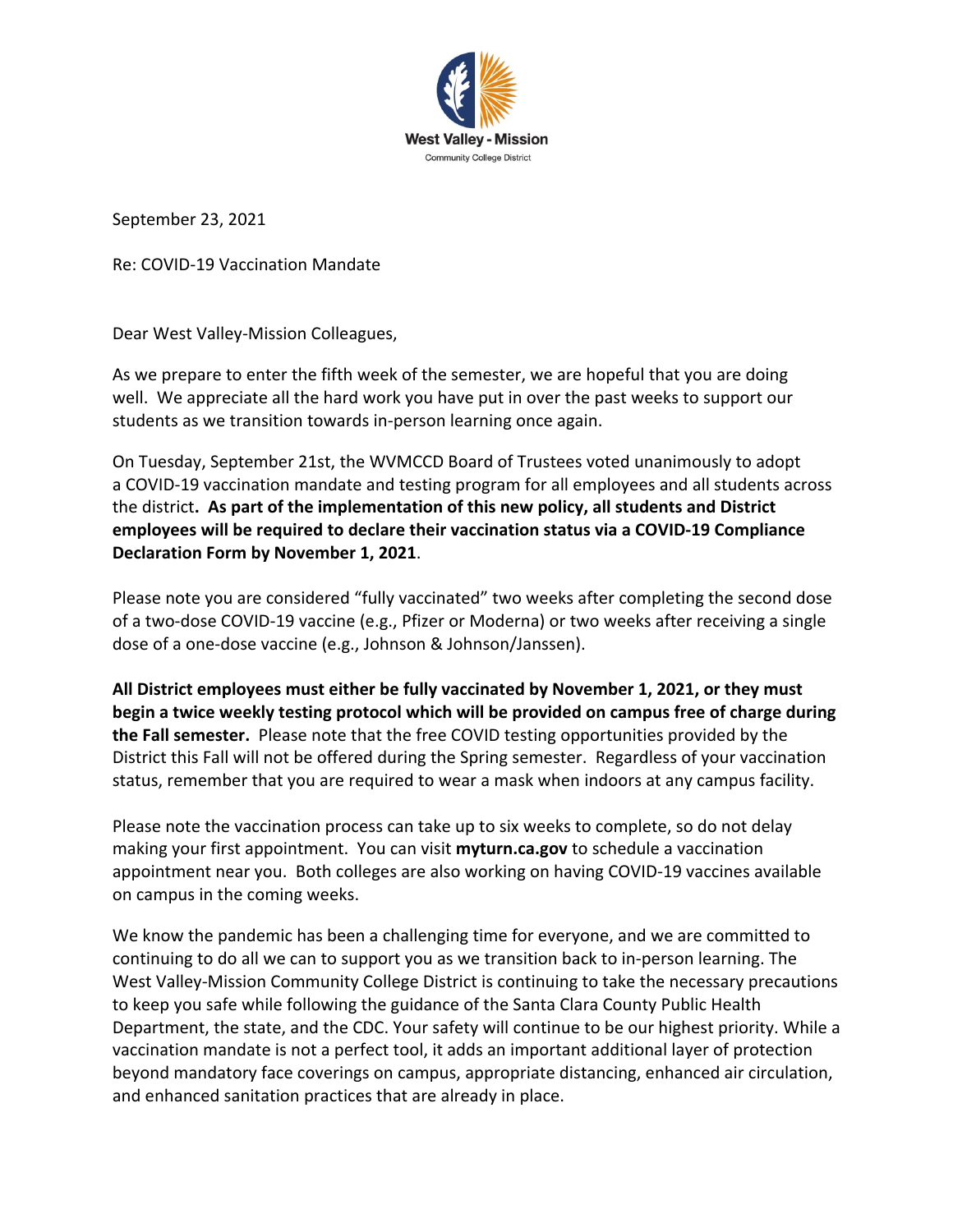West Valley - Mission

Community College District

September 23, 2021

Re: COVID-19 Vaccination Mandate

Dear West Valley-Mission Colleagues,

As we prepare to enter the fifth week of the semester, we are hopeful that you are doing well. We appreciate all the hard work you have put in over the past weeks to support our students as we transition towards in-person learning once again.

On Tuesday, September 21st, the WVMCCD Board of Trustees voted unanimously to adopt a COVID-19 vaccination mandate and testing program for all employees and all students across the district**. As part of the implementation of this new policy, all students and District employees will be required to declare their vaccination status via a COVID-19 Compliance Declaration Form by November 1, 2021**.

Please note you are considered "fully vaccinated" two weeks after completing the second dose of a two-dose COVID-19 vaccine (e.g., Pfizer or Moderna) or two weeks after receiving a single dose of a one-dose vaccine (e.g., Johnson & Johnson/Janssen).

**All District employees must either be fully vaccinated by November 1, 2021, or they must begin a twice weekly testing protocol which will be provided on campus free of charge during the Fall semester.** Please note that the free COVID testing opportunities provided by the District this Fall will not be offered during the Spring semester. Regardless of your vaccination status, remember that you are required to wear a mask when indoors at any campus facility.

Please note the vaccination process can take up to six weeks to complete, so do not delay making your first appointment. You can visit **myturn.ca.gov** to schedule a vaccination appointment near you. Both colleges are also working on having COVID-19 vaccines available on campus in the coming weeks.

We know the pandemic has been a challenging time for everyone, and we are committed to continuing to do all we can to support you as we transition back to in-person learning. The West Valley-Mission Community College District is continuing to take the necessary precautions to keep you safe while following the guidance of the Santa Clara County Public Health Department, the state, and the CDC. Your safety will continue to be our highest priority. While a vaccination mandate is not a perfect tool, it adds an important additional layer of protection beyond mandatory face coverings on campus, appropriate distancing, enhanced air circulation, and enhanced sanitation practices that are already in place.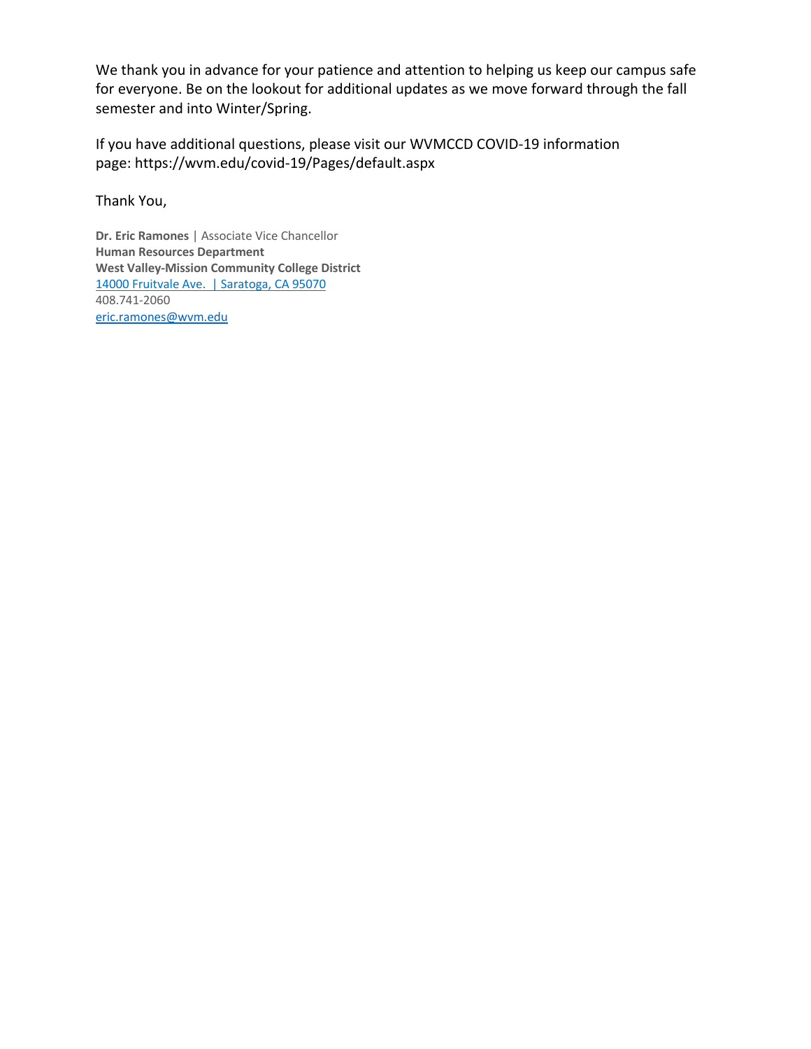We thank you in advance for your patience and attention to helping us keep our campus safe for everyone. Be on the lookout for additional updates as we move forward through the fall semester and into Winter/Spring.

If you have additional questions, please visit our WVMCCD COVID-19 information page: https://wvm.edu/covid-19/Pages/default.aspx

Thank You,

**Dr. Eric Ramones** | Associate Vice Chancellor
**Human Resources Department**
**West Valley-Mission Community College District**
14000 Fruitvale Ave. | Saratoga, CA 95070
408.741-2060
eric.ramones@wvm.edu